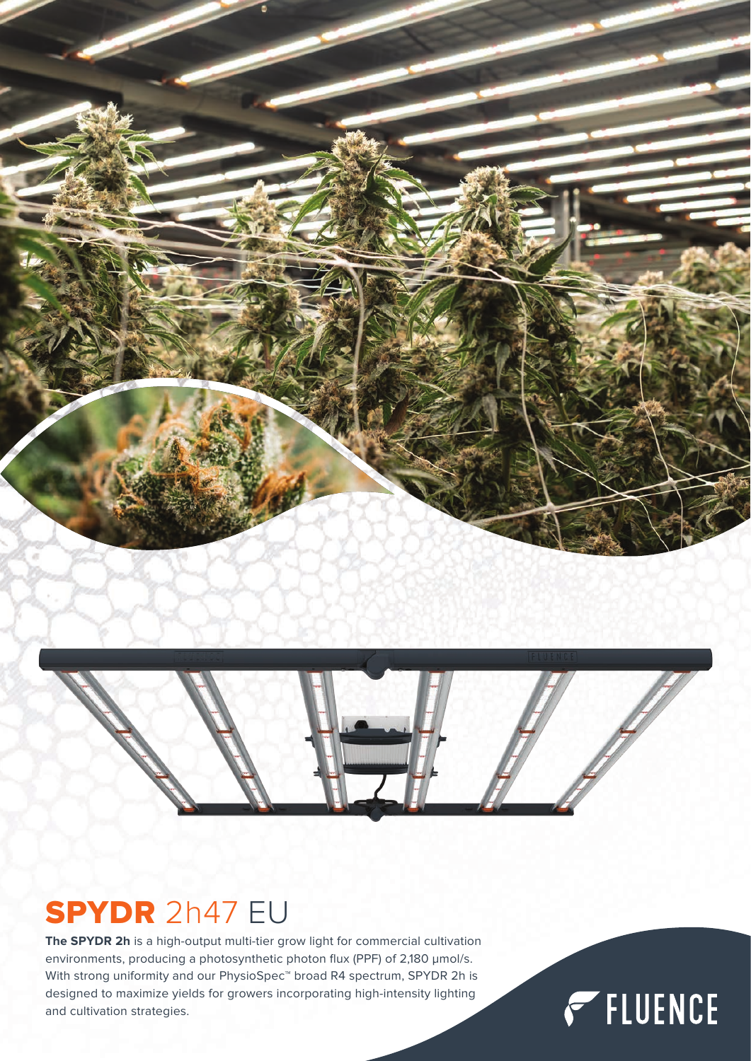# **SPYDR** 2h47 EU

**The SPYDR 2h** is a high-output multi-tier grow light for commercial cultivation environments, producing a photosynthetic photon flux (PPF) of 2,180 µmol/s. With strong uniformity and our PhysioSpec™ broad R4 spectrum, SPYDR 2h is designed to maximize yields for growers incorporating high-intensity lighting and cultivation strategies.

FLUENCE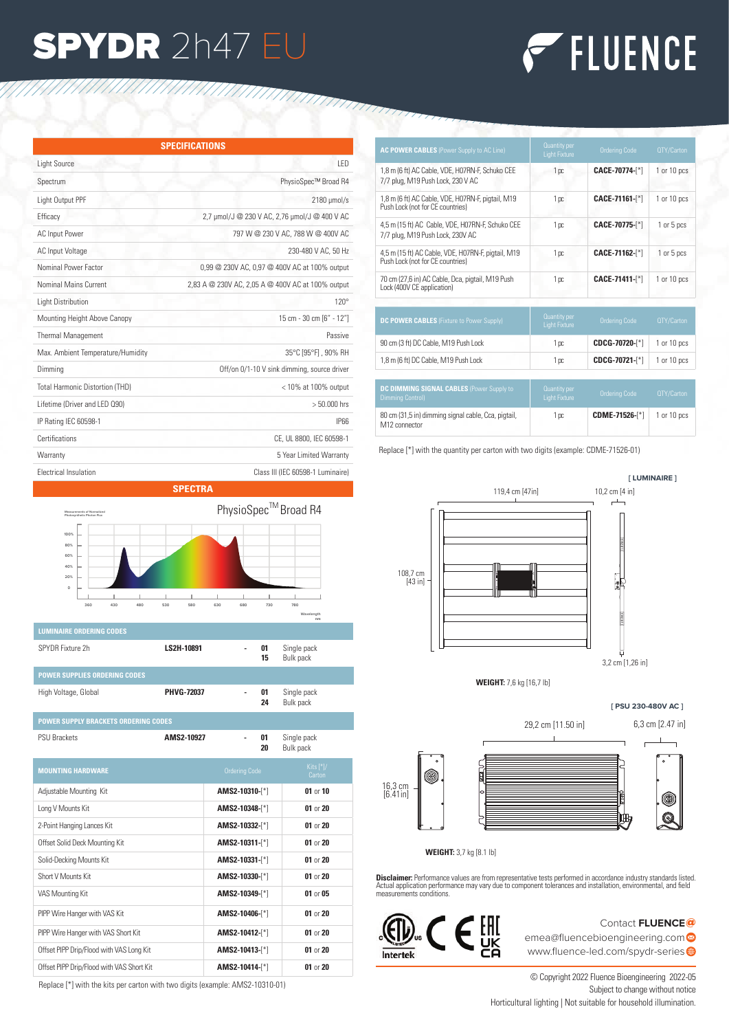# SPYDR 2h47 EU

FLUENCE

## SPECIFICATIONS

| | |
|---|---|
| Light Source | LED |
| Spectrum | PhysioSpec™ Broad R4 |
| Light Output PPF | 2180 µmol/s |
| Efficacy | 2,7 µmol/J @ 230 V AC, 2,76 µmol/J @ 400 V AC |
| AC Input Power | 797 W @ 230 V AC, 788 W @ 400V AC |
| AC Input Voltage | 230-480 V AC, 50 Hz |
| Nominal Power Factor | 0,99 @ 230V AC, 0,97 @ 400V AC at 100% output |
| Nominal Mains Current | 2,83 A @ 230V AC, 2,05 A @ 400V AC at 100% output |
| Light Distribution | 120° |
| Mounting Height Above Canopy | 15 cm - 30 cm [6" - 12"] |
| Thermal Management | Passive |
| Max. Ambient Temperature/Humidity | 35°C [95°F] , 90% RH |
| Dimming | Off/on 0/1-10 V sink dimming, source driver |
| Total Harmonic Distortion (THD) | < 10% at 100% output |
| Lifetime (Driver and LED Q90) | > 50.000 hrs |
| IP Rating IEC 60598-1 | IP66 |
| Certifications | CE, UL 8800, IEC 60598-1 |
| Warranty | 5 Year Limited Warranty |
| Electrical Insulation | Class III (IEC 60598-1 Luminaire) |

## SPECTRA

PhysioSpec™ Broad R4

Measurements of Normalized Photosynthetic Photon Flux

100%
80%
60%
40%
20%
0

360 430 480 530 580 630 680 730 780

Wavelength nm

| LUMINAIRE ORDERING CODES | | | | |
|---|---|---|---|---|
| SPYDR Fixture 2h | LS2H-10891 | - | 01<br>15 | Single pack<br>Bulk pack |

| POWER SUPPLIES ORDERING CODES | | | | |
|---|---|---|---|---|
| High Voltage, Global | PHVG-72037 | - | 01<br>24 | Single pack<br>Bulk pack |

| POWER SUPPLY BRACKETS ORDERING CODES | | | | |
|---|---|---|---|---|
| PSU Brackets | AMS2-10927 | - | 01<br>20 | Single pack<br>Bulk pack |

| MOUNTING HARDWARE | Ordering Code | Kits [*]/ Carton |
|---|---|---|
| Adjustable Mounting Kit | **AMS2-10310**-[*] | **01** or **10** |
| Long V Mounts Kit | **AMS2-10348**-[*] | **01** or **20** |
| 2-Point Hanging Lances Kit | **AMS2-10332**-[*] | **01** or **20** |
| Offset Solid Deck Mounting Kit | **AMS2-10311**-[*] | **01** or **20** |
| Solid-Decking Mounts Kit | **AMS2-10331**-[*] | **01** or **20** |
| Short V Mounts Kit | **AMS2-10330**-[*] | **01** or **20** |
| VAS Mounting Kit | **AMS2-10349**-[*] | **01** or **05** |
| PIPP Wire Hanger with VAS Kit | **AMS2-10406**-[*] | **01** or **20** |
| PIPP Wire Hanger with VAS Short Kit | **AMS2-10412**-[*] | **01** or **20** |
| Offset PIPP Drip/Flood with VAS Long Kit | **AMS2-10413**-[*] | **01** or **20** |
| Offset PIPP Drip/Flood with VAS Short Kit | **AMS2-10414**-[*] | **01** or **20** |

Replace [*] with the kits per carton with two digits (example: AMS2-10310-01)

| AC POWER CABLES (Power Supply to AC Line) | Quantity per Light Fixture | Ordering Code | QTY/Carton |
|---|---|---|---|
| 1,8 m (6 ft) AC Cable, VDE, H07RN-F, Schuko CEE 7/7 plug, M19 Push Lock, 230 V AC | 1 pc | **CACE-70774**-[*] | 1 or 10 pcs |
| 1,8 m (6 ft) AC Cable, VDE, H07RN-F, pigtail, M19 Push Lock (not for CE countries) | 1 pc | **CACE-71161**-[*] | 1 or 10 pcs |
| 4,5 m (15 ft) AC Cable, VDE, H07RN-F, Schuko CEE 7/7 plug, M19 Push Lock, 230V AC | 1 pc | **CACE-70775**-[*] | 1 or 5 pcs |
| 4,5 m (15 ft) AC Cable, VDE, H07RN-F, pigtail, M19 Push Lock (not for CE countries) | 1 pc | **CACE-71162**-[*] | 1 or 5 pcs |
| 70 cm (27,6 in) AC Cable, Dca, pigtail, M19 Push Lock (400V CE application) | 1 pc | **CACE-71411**-[*] | 1 or 10 pcs |

| DC POWER CABLES (Fixture to Power Supply) | Quantity per Light Fixture | Ordering Code | QTY/Carton |
|---|---|---|---|
| 90 cm (3 ft) DC Cable, M19 Push Lock | 1 pc | **CDCG-70720**-[*] | 1 or 10 pcs |
| 1,8 m (6 ft) DC Cable, M19 Push Lock | 1 pc | **CDCG-70721**-[*] | 1 or 10 pcs |

| DC DIMMING SIGNAL CABLES (Power Supply to Dimming Control) | Quantity per Light Fixture | Ordering Code | QTY/Carton |
|---|---|---|---|
| 80 cm (31,5 in) dimming signal cable, Cca, pigtail, M12 connector | 1 pc | **CDME-71526**-[*] | 1 or 10 pcs |

Replace [*] with the quantity per carton with two digits (example: CDME-71526-01)

[ LUMINAIRE ]

119,4 cm [47in]
10,2 cm [4 in]
108,7 cm [43 in]
3,2 cm [1,26 in]

**WEIGHT:** 7,6 kg [16,7 lb]

[ PSU 230-480V AC ]

29,2 cm [11.50 in]
6,3 cm [2.47 in]
16,3 cm [6.41 in]

**WEIGHT:** 3,7 kg [8.1 lb]

**Disclaimer:** Performance values are from representative tests performed in accordance industry standards listed. Actual application performance may vary due to component tolerances and installation, environmental, and field measurements conditions.

Contact **FLUENCE**
emea@fluencebioengineering.com
www.fluence-led.com/spydr-series

© Copyright 2022 Fluence Bioengineering 2022-05
Subject to change without notice
Horticultural lighting | Not suitable for household illumination.